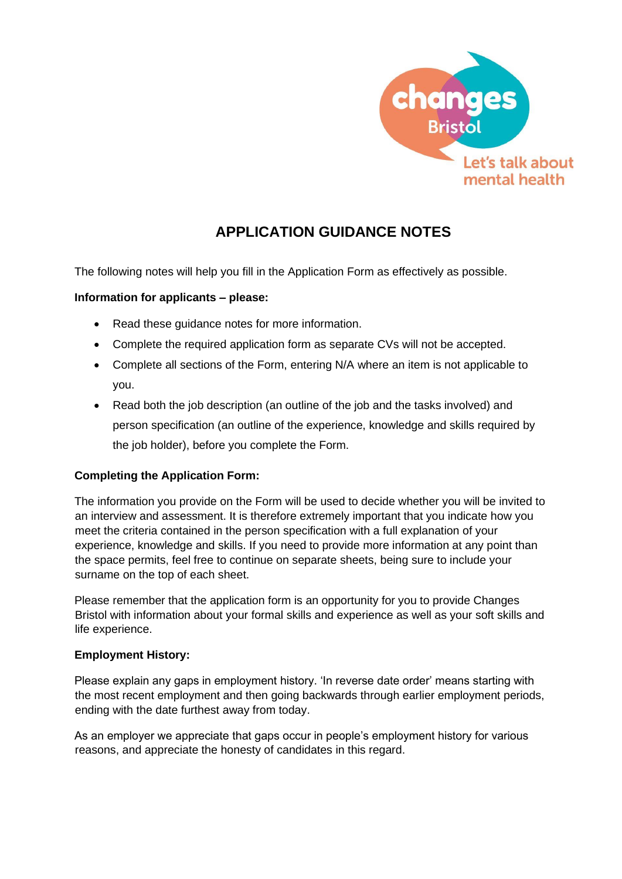changes Bristol

Let's talk about mental health

# APPLICATION GUIDANCE NOTES

The following notes will help you fill in the Application Form as effectively as possible.

**Information for applicants – please:**

- Read these guidance notes for more information.
- Complete the required application form as separate CVs will not be accepted.
- Complete all sections of the Form, entering N/A where an item is not applicable to you.
- Read both the job description (an outline of the job and the tasks involved) and person specification (an outline of the experience, knowledge and skills required by the job holder), before you complete the Form.

**Completing the Application Form:**

The information you provide on the Form will be used to decide whether you will be invited to an interview and assessment. It is therefore extremely important that you indicate how you meet the criteria contained in the person specification with a full explanation of your experience, knowledge and skills. If you need to provide more information at any point than the space permits, feel free to continue on separate sheets, being sure to include your surname on the top of each sheet.

Please remember that the application form is an opportunity for you to provide Changes Bristol with information about your formal skills and experience as well as your soft skills and life experience.

**Employment History:**

Please explain any gaps in employment history. 'In reverse date order' means starting with the most recent employment and then going backwards through earlier employment periods, ending with the date furthest away from today.

As an employer we appreciate that gaps occur in people's employment history for various reasons, and appreciate the honesty of candidates in this regard.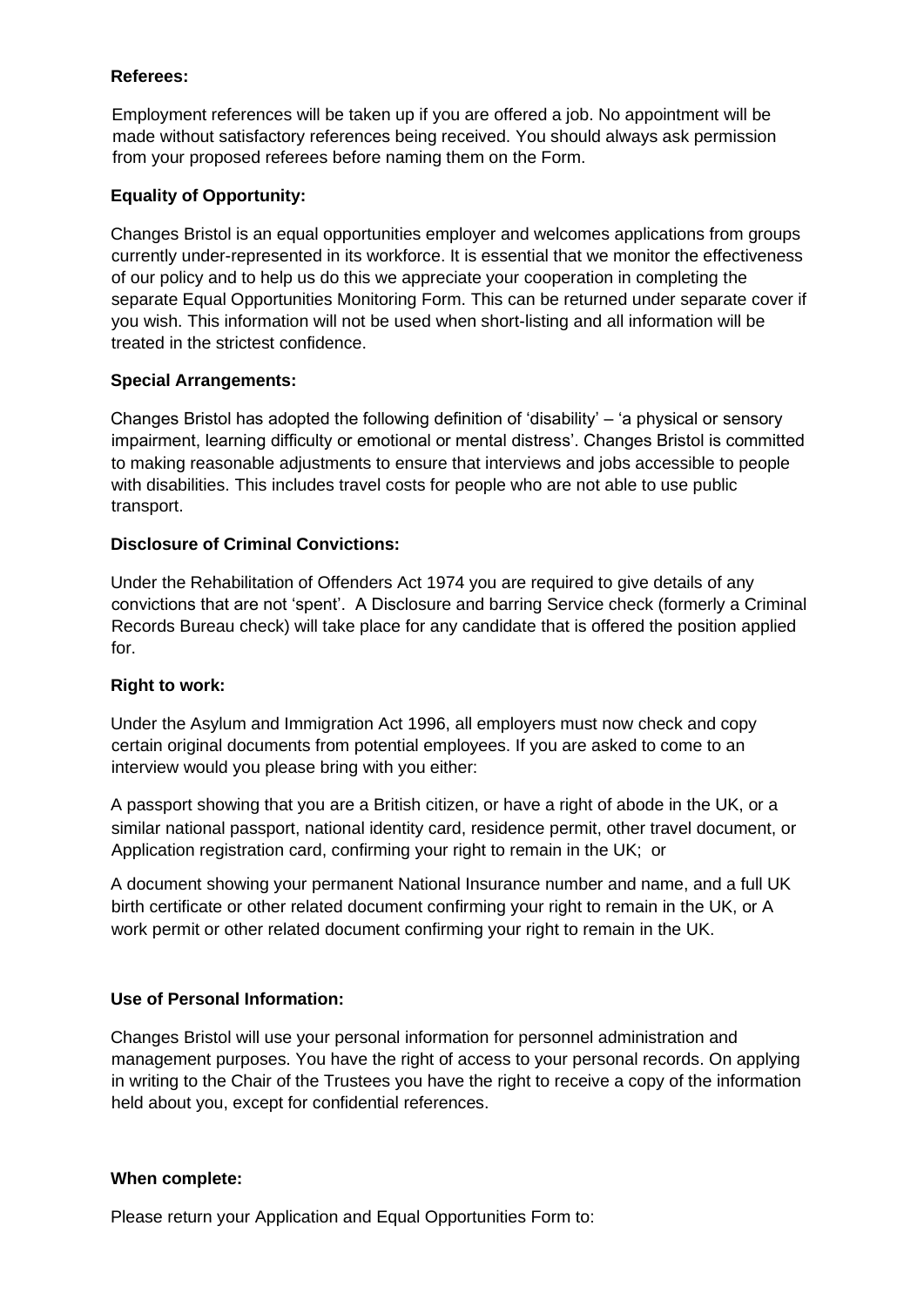**Referees:**

Employment references will be taken up if you are offered a job. No appointment will be made without satisfactory references being received. You should always ask permission from your proposed referees before naming them on the Form.

**Equality of Opportunity:**

Changes Bristol is an equal opportunities employer and welcomes applications from groups currently under-represented in its workforce. It is essential that we monitor the effectiveness of our policy and to help us do this we appreciate your cooperation in completing the separate Equal Opportunities Monitoring Form. This can be returned under separate cover if you wish. This information will not be used when short-listing and all information will be treated in the strictest confidence.

**Special Arrangements:**

Changes Bristol has adopted the following definition of 'disability' – 'a physical or sensory impairment, learning difficulty or emotional or mental distress'. Changes Bristol is committed to making reasonable adjustments to ensure that interviews and jobs accessible to people with disabilities. This includes travel costs for people who are not able to use public transport.

**Disclosure of Criminal Convictions:**

Under the Rehabilitation of Offenders Act 1974 you are required to give details of any convictions that are not 'spent'. A Disclosure and barring Service check (formerly a Criminal Records Bureau check) will take place for any candidate that is offered the position applied for.

**Right to work:**

Under the Asylum and Immigration Act 1996, all employers must now check and copy certain original documents from potential employees. If you are asked to come to an interview would you please bring with you either:

A passport showing that you are a British citizen, or have a right of abode in the UK, or a similar national passport, national identity card, residence permit, other travel document, or Application registration card, confirming your right to remain in the UK; or

A document showing your permanent National Insurance number and name, and a full UK birth certificate or other related document confirming your right to remain in the UK, or A work permit or other related document confirming your right to remain in the UK.

**Use of Personal Information:**

Changes Bristol will use your personal information for personnel administration and management purposes. You have the right of access to your personal records. On applying in writing to the Chair of the Trustees you have the right to receive a copy of the information held about you, except for confidential references.

**When complete:**

Please return your Application and Equal Opportunities Form to: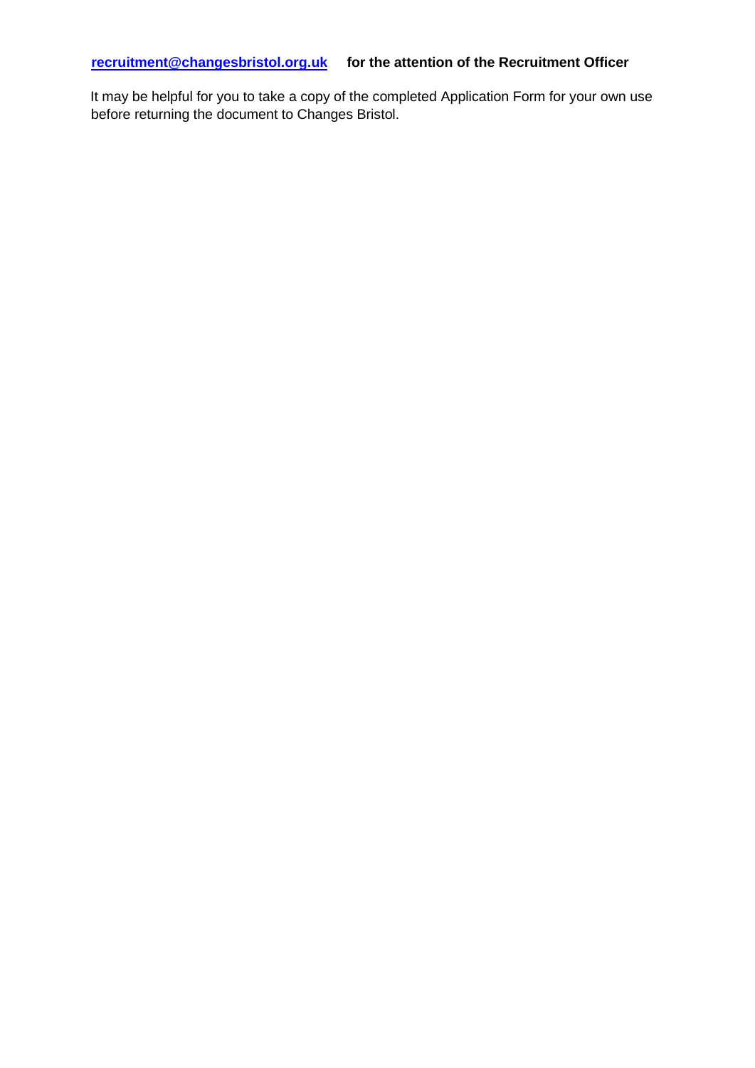[recruitment@changesbristol.org.uk](mailto:recruitment@changesbristol.org.uk) **for the attention of the Recruitment Officer**

It may be helpful for you to take a copy of the completed Application Form for your own use before returning the document to Changes Bristol.